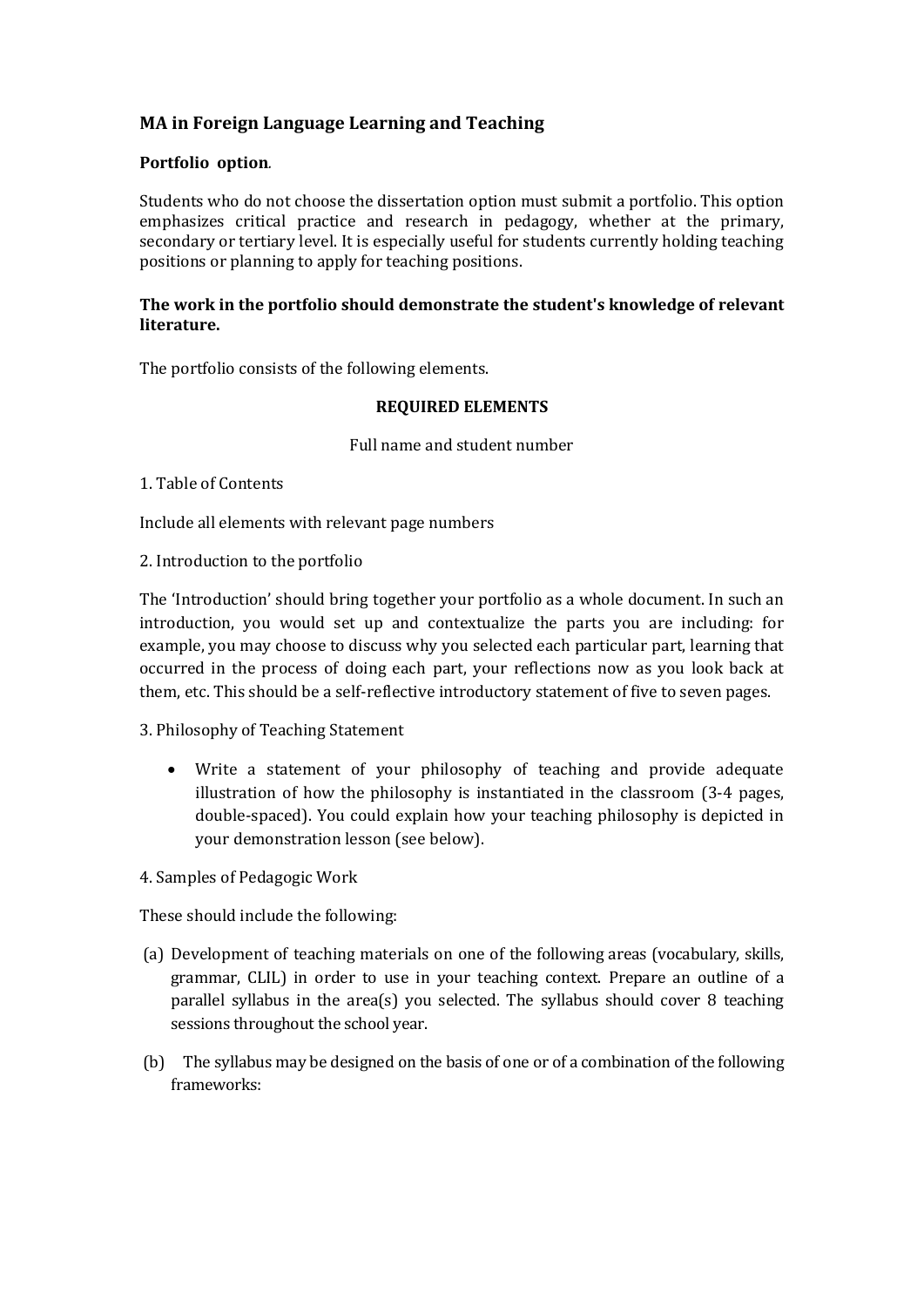## MA in Foreign Language Learning and Teaching

**Portfolio option**.

Students who do not choose the dissertation option must submit a portfolio. This option emphasizes critical practice and research in pedagogy, whether at the primary, secondary or tertiary level. It is especially useful for students currently holding teaching positions or planning to apply for teaching positions.

**The work in the portfolio should demonstrate the student's knowledge of relevant literature.**

The portfolio consists of the following elements.

**REQUIRED ELEMENTS**

Full name and student number

1. Table of Contents

Include all elements with relevant page numbers

2. Introduction to the portfolio

The 'Introduction' should bring together your portfolio as a whole document. In such an introduction, you would set up and contextualize the parts you are including: for example, you may choose to discuss why you selected each particular part, learning that occurred in the process of doing each part, your reflections now as you look back at them, etc. This should be a self-reflective introductory statement of five to seven pages.

3. Philosophy of Teaching Statement

- Write a statement of your philosophy of teaching and provide adequate illustration of how the philosophy is instantiated in the classroom (3-4 pages, double-spaced). You could explain how your teaching philosophy is depicted in your demonstration lesson (see below).

4. Samples of Pedagogic Work

These should include the following:

(a) Development of teaching materials on one of the following areas (vocabulary, skills, grammar, CLIL) in order to use in your teaching context. Prepare an outline of a parallel syllabus in the area(s) you selected. The syllabus should cover 8 teaching sessions throughout the school year.

(b) The syllabus may be designed on the basis of one or of a combination of the following frameworks: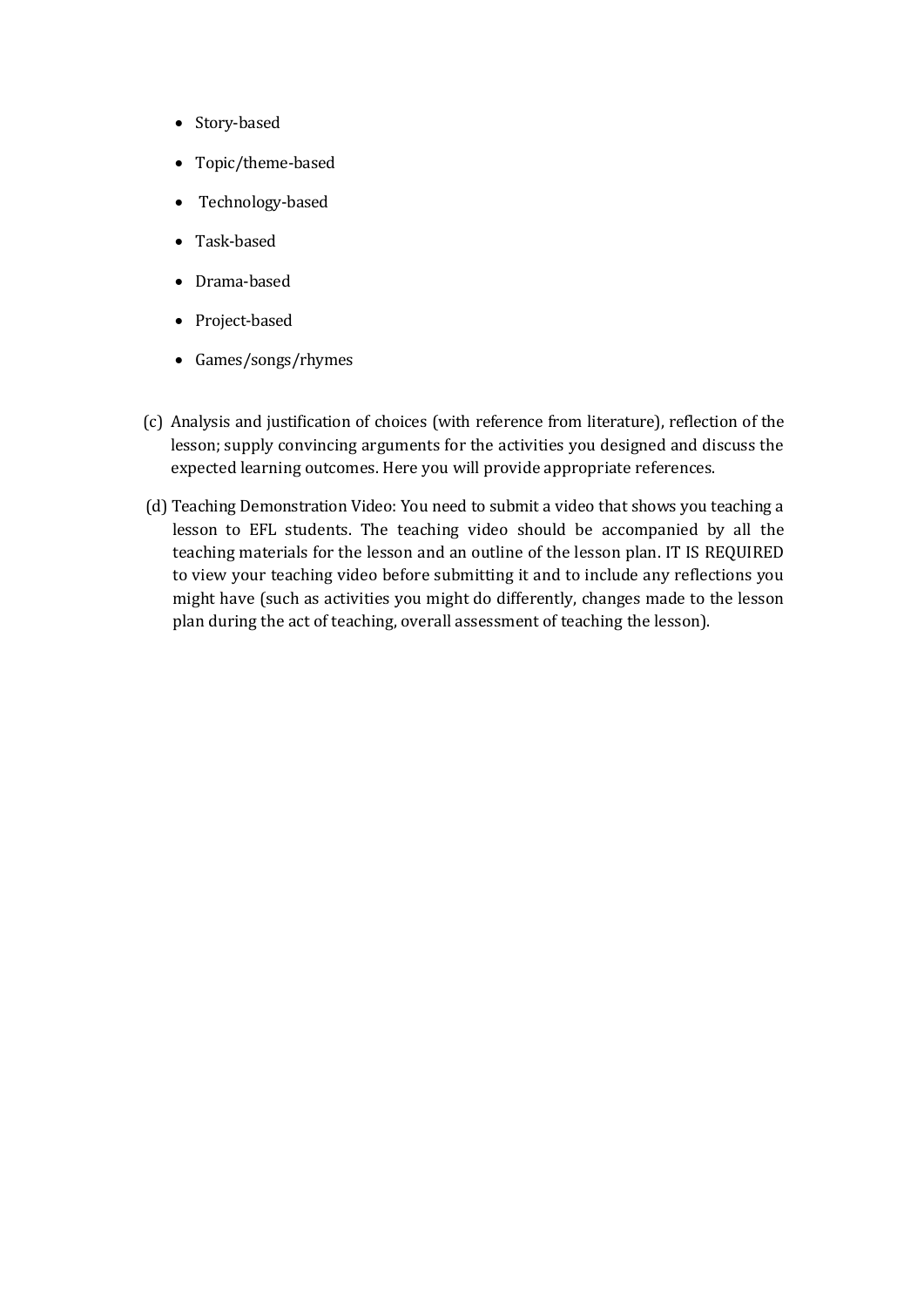- Story-based
- Topic/theme-based
- Technology-based
- Task-based
- Drama-based
- Project-based
- Games/songs/rhymes

(c) Analysis and justification of choices (with reference from literature), reflection of the lesson; supply convincing arguments for the activities you designed and discuss the expected learning outcomes. Here you will provide appropriate references.

(d) Teaching Demonstration Video: You need to submit a video that shows you teaching a lesson to EFL students. The teaching video should be accompanied by all the teaching materials for the lesson and an outline of the lesson plan. IT IS REQUIRED to view your teaching video before submitting it and to include any reflections you might have (such as activities you might do differently, changes made to the lesson plan during the act of teaching, overall assessment of teaching the lesson).